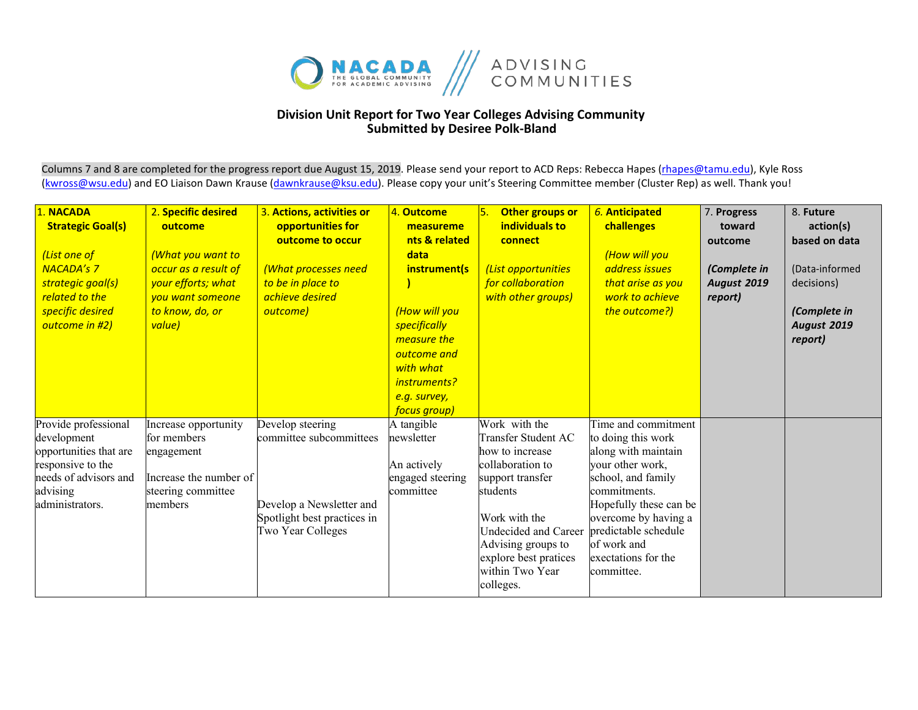NACADA THE GLOBAL COMMUNITY FOR ACADEMIC ADVISING | ADVISING COMMUNITIES

## Division Unit Report for Two Year Colleges Advising Community
## Submitted by Desiree Polk-Bland

Columns 7 and 8 are completed for the progress report due August 15, 2019. Please send your report to ACD Reps: Rebecca Hapes (rhapes@tamu.edu), Kyle Ross (kwross@wsu.edu) and EO Liaison Dawn Krause (dawnkrause@ksu.edu). Please copy your unit's Steering Committee member (Cluster Rep) as well. Thank you!

| 1. **NACADA Strategic Goal(s)** *(List one of NACADA's 7 strategic goal(s) related to the specific desired outcome in #2)* | 2. **Specific desired outcome** *(What you want to occur as a result of your efforts; what you want someone to know, do, or value)* | 3. **Actions, activities or opportunities for outcome to occur** *(What processes need to be in place to achieve desired outcome)* | 4. **Outcome measurements & related data instrument(s)** *(How will you specifically measure the outcome and with what instruments? e.g. survey, focus group)* | 5. **Other groups or individuals to connect** *(List opportunities for collaboration with other groups)* | 6. **Anticipated challenges** *(How will you address issues that arise as you work to achieve the outcome?)* | 7. **Progress toward outcome** ***(Complete in August 2019 report)*** | 8. **Future action(s) based on data** (Data-informed decisions) ***(Complete in August 2019 report)*** |
|---|---|---|---|---|---|---|---|
| Provide professional development opportunities that are responsive to the needs of advisors and advising administrators. | Increase opportunity for members engagement<br><br>Increase the number of steering committee members | Develop steering committee subcommittees<br><br>Develop a Newsletter and Spotlight best practices in Two Year Colleges | A tangible newsletter<br><br>An actively engaged steering committee | Work with the Transfer Student AC how to increase collaboration to support transfer students<br><br>Work with the Undecided and Career Advising groups to explore best pratices within Two Year colleges. | Time and commitment to doing this work along with maintain your other work, school, and family commitments. Hopefully these can be overcome by having a predictable schedule of work and exectations for the committee. | | |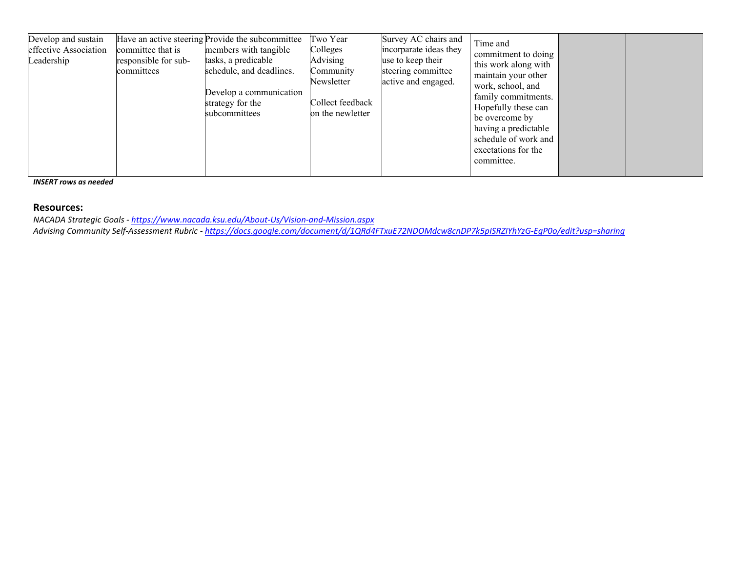| | | | | | | | |
|---|---|---|---|---|---|---|---|
| Develop and sustain effective Association Leadership | Have an active steering committee that is responsible for sub-committees | Provide the subcommittee members with tangible tasks, a predicable schedule, and deadlines.<br><br>Develop a communication strategy for the subcommittees | Two Year Colleges Advising Community Newsletter<br><br>Collect feedback on the newletter | Survey AC chairs and incorparate ideas they use to keep their steering committee active and engaged. | Time and commitment to doing this work along with maintain your other work, school, and family commitments. Hopefully these can be overcome by having a predictable schedule of work and exectations for the committee. | | |

***INSERT rows as needed***

## Resources:

*NACADA Strategic Goals - https://www.nacada.ksu.edu/About-Us/Vision-and-Mission.aspx*
*Advising Community Self-Assessment Rubric - https://docs.google.com/document/d/1QRd4FTxuE72NDOMdcw8cnDP7k5pISRZIYhYzG-EgP0o/edit?usp=sharing*